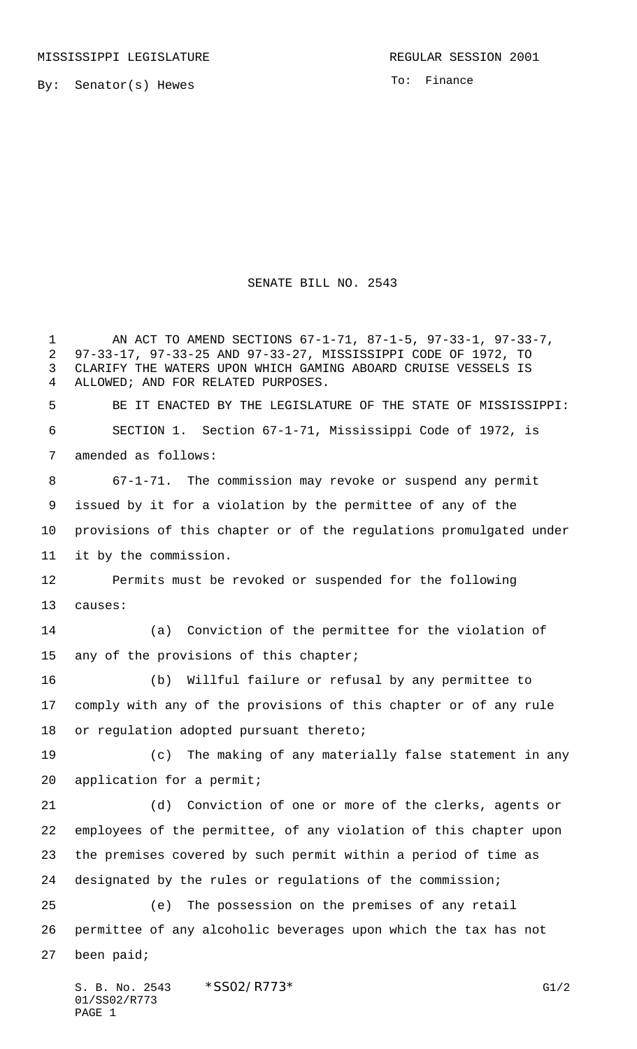MISSISSIPPI LEGISLATURE REGULAR SESSION 2001

By: Senator(s) Hewes

To: Finance

# SENATE BILL NO. 2543

AN ACT TO AMEND SECTIONS 67-1-71, 87-1-5, 97-33-1, 97-33-7, 97-33-17, 97-33-25 AND 97-33-27, MISSISSIPPI CODE OF 1972, TO CLARIFY THE WATERS UPON WHICH GAMING ABOARD CRUISE VESSELS IS ALLOWED; AND FOR RELATED PURPOSES.

BE IT ENACTED BY THE LEGISLATURE OF THE STATE OF MISSISSIPPI:

SECTION 1. Section 67-1-71, Mississippi Code of 1972, is amended as follows:

67-1-71. The commission may revoke or suspend any permit issued by it for a violation by the permittee of any of the provisions of this chapter or of the regulations promulgated under it by the commission.

Permits must be revoked or suspended for the following causes:

(a) Conviction of the permittee for the violation of any of the provisions of this chapter;

(b) Willful failure or refusal by any permittee to comply with any of the provisions of this chapter or of any rule or regulation adopted pursuant thereto;

(c) The making of any materially false statement in any application for a permit;

(d) Conviction of one or more of the clerks, agents or employees of the permittee, of any violation of this chapter upon the premises covered by such permit within a period of time as designated by the rules or regulations of the commission;

(e) The possession on the premises of any retail permittee of any alcoholic beverages upon which the tax has not been paid;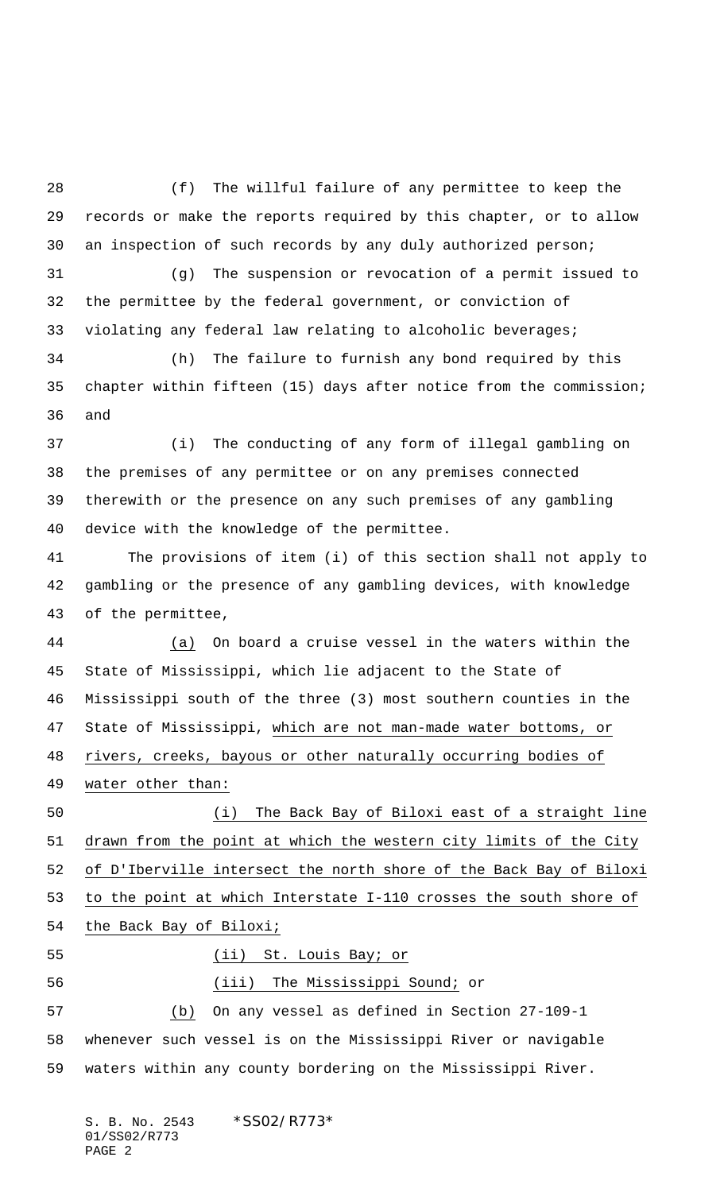(f) The willful failure of any permittee to keep the records or make the reports required by this chapter, or to allow an inspection of such records by any duly authorized person;

(g) The suspension or revocation of a permit issued to the permittee by the federal government, or conviction of violating any federal law relating to alcoholic beverages;

(h) The failure to furnish any bond required by this chapter within fifteen (15) days after notice from the commission; and

(i) The conducting of any form of illegal gambling on the premises of any permittee or on any premises connected therewith or the presence on any such premises of any gambling device with the knowledge of the permittee.

The provisions of item (i) of this section shall not apply to gambling or the presence of any gambling devices, with knowledge of the permittee,

<u>(a)</u> On board a cruise vessel in the waters within the State of Mississippi, which lie adjacent to the State of Mississippi south of the three (3) most southern counties in the State of Mississippi, <u>which are not man-made water bottoms, or rivers, creeks, bayous or other naturally occurring bodies of water other than:</u>

<u>(i) The Back Bay of Biloxi east of a straight line drawn from the point at which the western city limits of the City of D'Iberville intersect the north shore of the Back Bay of Biloxi to the point at which Interstate I-110 crosses the south shore of the Back Bay of Biloxi;</u>

<u>(ii) St. Louis Bay; or</u>

<u>(iii) The Mississippi Sound;</u> or

<u>(b)</u> On any vessel as defined in Section 27-109-1 whenever such vessel is on the Mississippi River or navigable waters within any county bordering on the Mississippi River.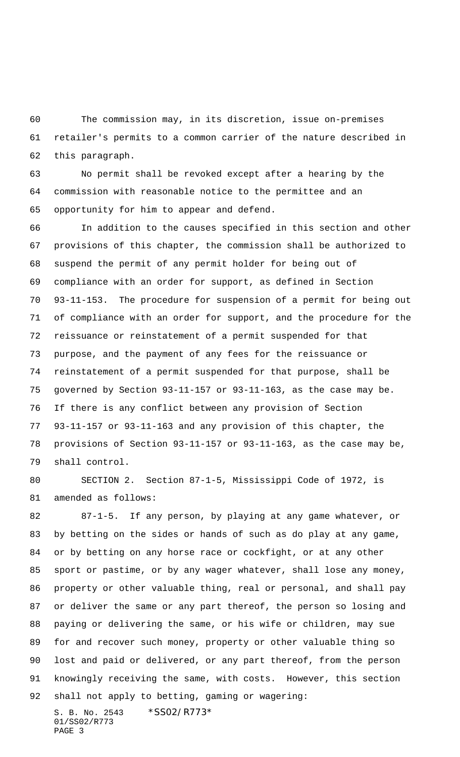The commission may, in its discretion, issue on-premises retailer's permits to a common carrier of the nature described in this paragraph.

No permit shall be revoked except after a hearing by the commission with reasonable notice to the permittee and an opportunity for him to appear and defend.

In addition to the causes specified in this section and other provisions of this chapter, the commission shall be authorized to suspend the permit of any permit holder for being out of compliance with an order for support, as defined in Section 93-11-153. The procedure for suspension of a permit for being out of compliance with an order for support, and the procedure for the reissuance or reinstatement of a permit suspended for that purpose, and the payment of any fees for the reissuance or reinstatement of a permit suspended for that purpose, shall be governed by Section 93-11-157 or 93-11-163, as the case may be. If there is any conflict between any provision of Section 93-11-157 or 93-11-163 and any provision of this chapter, the provisions of Section 93-11-157 or 93-11-163, as the case may be, shall control.

SECTION 2. Section 87-1-5, Mississippi Code of 1972, is amended as follows:

87-1-5. If any person, by playing at any game whatever, or by betting on the sides or hands of such as do play at any game, or by betting on any horse race or cockfight, or at any other sport or pastime, or by any wager whatever, shall lose any money, property or other valuable thing, real or personal, and shall pay or deliver the same or any part thereof, the person so losing and paying or delivering the same, or his wife or children, may sue for and recover such money, property or other valuable thing so lost and paid or delivered, or any part thereof, from the person knowingly receiving the same, with costs. However, this section shall not apply to betting, gaming or wagering: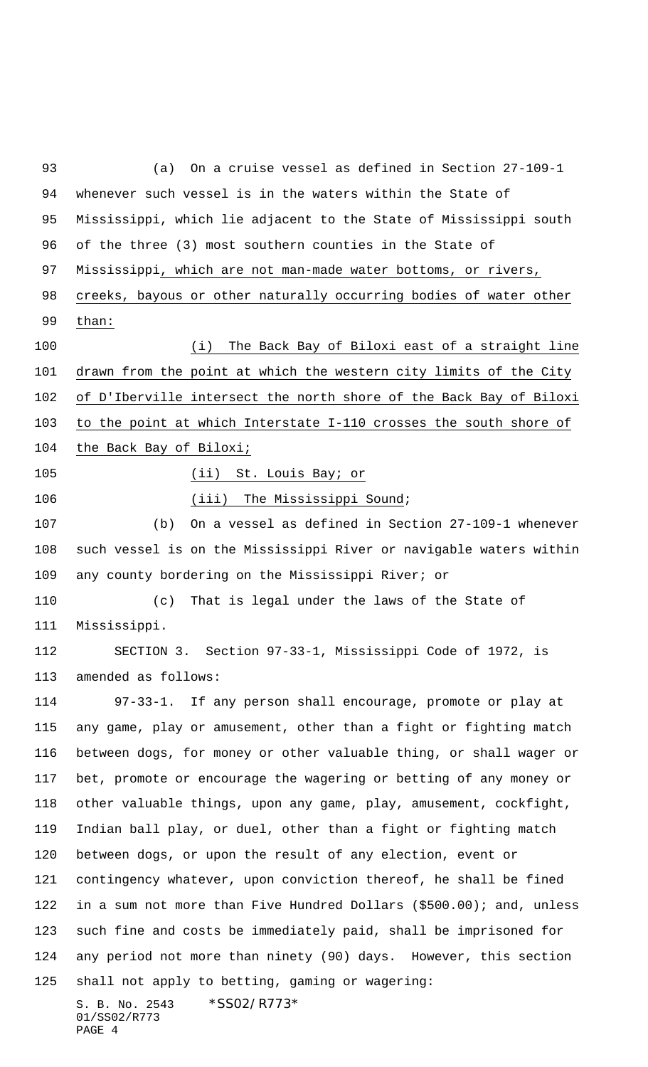(a) On a cruise vessel as defined in Section 27-109-1 whenever such vessel is in the waters within the State of Mississippi, which lie adjacent to the State of Mississippi south of the three (3) most southern counties in the State of Mississippi, which are not man-made water bottoms, or rivers, creeks, bayous or other naturally occurring bodies of water other than:

(i) The Back Bay of Biloxi east of a straight line drawn from the point at which the western city limits of the City of D'Iberville intersect the north shore of the Back Bay of Biloxi to the point at which Interstate I-110 crosses the south shore of the Back Bay of Biloxi;

(ii) St. Louis Bay; or

(iii) The Mississippi Sound;

(b) On a vessel as defined in Section 27-109-1 whenever such vessel is on the Mississippi River or navigable waters within any county bordering on the Mississippi River; or

(c) That is legal under the laws of the State of Mississippi.

SECTION 3. Section 97-33-1, Mississippi Code of 1972, is amended as follows:

97-33-1. If any person shall encourage, promote or play at any game, play or amusement, other than a fight or fighting match between dogs, for money or other valuable thing, or shall wager or bet, promote or encourage the wagering or betting of any money or other valuable things, upon any game, play, amusement, cockfight, Indian ball play, or duel, other than a fight or fighting match between dogs, or upon the result of any election, event or contingency whatever, upon conviction thereof, he shall be fined in a sum not more than Five Hundred Dollars ($500.00); and, unless such fine and costs be immediately paid, shall be imprisoned for any period not more than ninety (90) days. However, this section shall not apply to betting, gaming or wagering: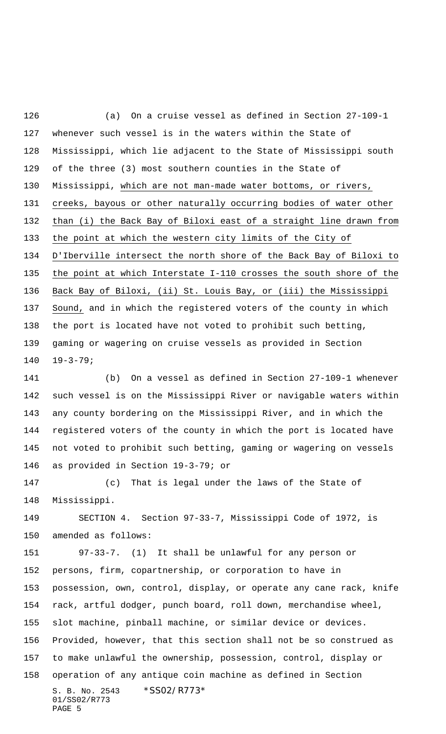(a) On a cruise vessel as defined in Section 27-109-1 whenever such vessel is in the waters within the State of Mississippi, which lie adjacent to the State of Mississippi south of the three (3) most southern counties in the State of Mississippi, which are not man-made water bottoms, or rivers, creeks, bayous or other naturally occurring bodies of water other than (i) the Back Bay of Biloxi east of a straight line drawn from the point at which the western city limits of the City of D'Iberville intersect the north shore of the Back Bay of Biloxi to the point at which Interstate I-110 crosses the south shore of the Back Bay of Biloxi, (ii) St. Louis Bay, or (iii) the Mississippi Sound, and in which the registered voters of the county in which the port is located have not voted to prohibit such betting, gaming or wagering on cruise vessels as provided in Section 19-3-79;

(b) On a vessel as defined in Section 27-109-1 whenever such vessel is on the Mississippi River or navigable waters within any county bordering on the Mississippi River, and in which the registered voters of the county in which the port is located have not voted to prohibit such betting, gaming or wagering on vessels as provided in Section 19-3-79; or

(c) That is legal under the laws of the State of Mississippi.

SECTION 4. Section 97-33-7, Mississippi Code of 1972, is amended as follows:

97-33-7. (1) It shall be unlawful for any person or persons, firm, copartnership, or corporation to have in possession, own, control, display, or operate any cane rack, knife rack, artful dodger, punch board, roll down, merchandise wheel, slot machine, pinball machine, or similar device or devices. Provided, however, that this section shall not be so construed as to make unlawful the ownership, possession, control, display or operation of any antique coin machine as defined in Section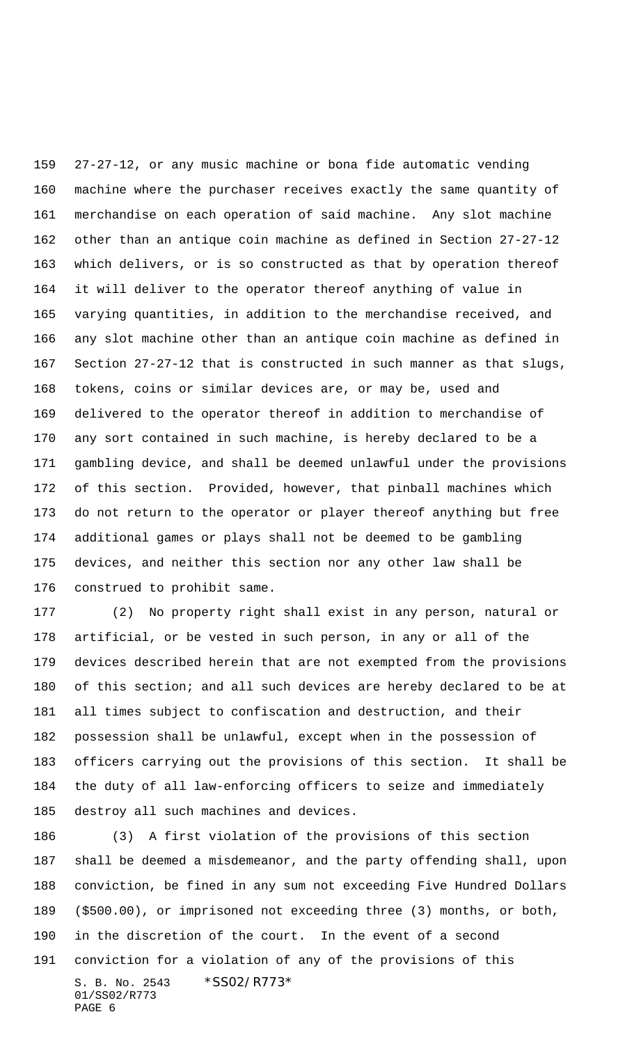27-27-12, or any music machine or bona fide automatic vending machine where the purchaser receives exactly the same quantity of merchandise on each operation of said machine. Any slot machine other than an antique coin machine as defined in Section 27-27-12 which delivers, or is so constructed as that by operation thereof it will deliver to the operator thereof anything of value in varying quantities, in addition to the merchandise received, and any slot machine other than an antique coin machine as defined in Section 27-27-12 that is constructed in such manner as that slugs, tokens, coins or similar devices are, or may be, used and delivered to the operator thereof in addition to merchandise of any sort contained in such machine, is hereby declared to be a gambling device, and shall be deemed unlawful under the provisions of this section. Provided, however, that pinball machines which do not return to the operator or player thereof anything but free additional games or plays shall not be deemed to be gambling devices, and neither this section nor any other law shall be construed to prohibit same.

(2) No property right shall exist in any person, natural or artificial, or be vested in such person, in any or all of the devices described herein that are not exempted from the provisions of this section; and all such devices are hereby declared to be at all times subject to confiscation and destruction, and their possession shall be unlawful, except when in the possession of officers carrying out the provisions of this section. It shall be the duty of all law-enforcing officers to seize and immediately destroy all such machines and devices.

(3) A first violation of the provisions of this section shall be deemed a misdemeanor, and the party offending shall, upon conviction, be fined in any sum not exceeding Five Hundred Dollars ($500.00), or imprisoned not exceeding three (3) months, or both, in the discretion of the court. In the event of a second conviction for a violation of any of the provisions of this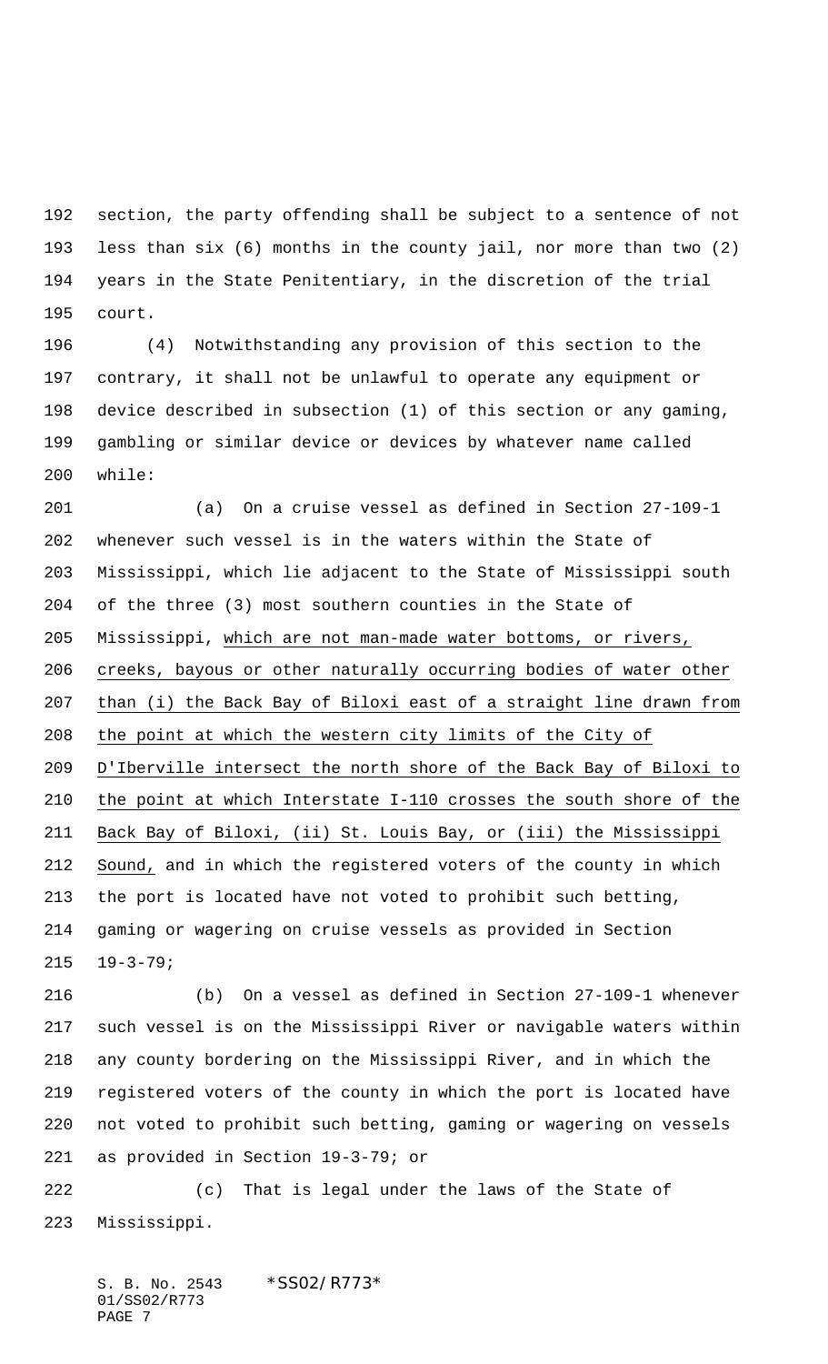section, the party offending shall be subject to a sentence of not less than six (6) months in the county jail, nor more than two (2) years in the State Penitentiary, in the discretion of the trial court.

(4) Notwithstanding any provision of this section to the contrary, it shall not be unlawful to operate any equipment or device described in subsection (1) of this section or any gaming, gambling or similar device or devices by whatever name called while:

(a) On a cruise vessel as defined in Section 27-109-1 whenever such vessel is in the waters within the State of Mississippi, which lie adjacent to the State of Mississippi south of the three (3) most southern counties in the State of Mississippi, <u>which are not man-made water bottoms, or rivers, creeks, bayous or other naturally occurring bodies of water other than (i) the Back Bay of Biloxi east of a straight line drawn from the point at which the western city limits of the City of D'Iberville intersect the north shore of the Back Bay of Biloxi to the point at which Interstate I-110 crosses the south shore of the Back Bay of Biloxi, (ii) St. Louis Bay, or (iii) the Mississippi Sound,</u> and in which the registered voters of the county in which the port is located have not voted to prohibit such betting, gaming or wagering on cruise vessels as provided in Section 19-3-79;

(b) On a vessel as defined in Section 27-109-1 whenever such vessel is on the Mississippi River or navigable waters within any county bordering on the Mississippi River, and in which the registered voters of the county in which the port is located have not voted to prohibit such betting, gaming or wagering on vessels as provided in Section 19-3-79; or

(c) That is legal under the laws of the State of Mississippi.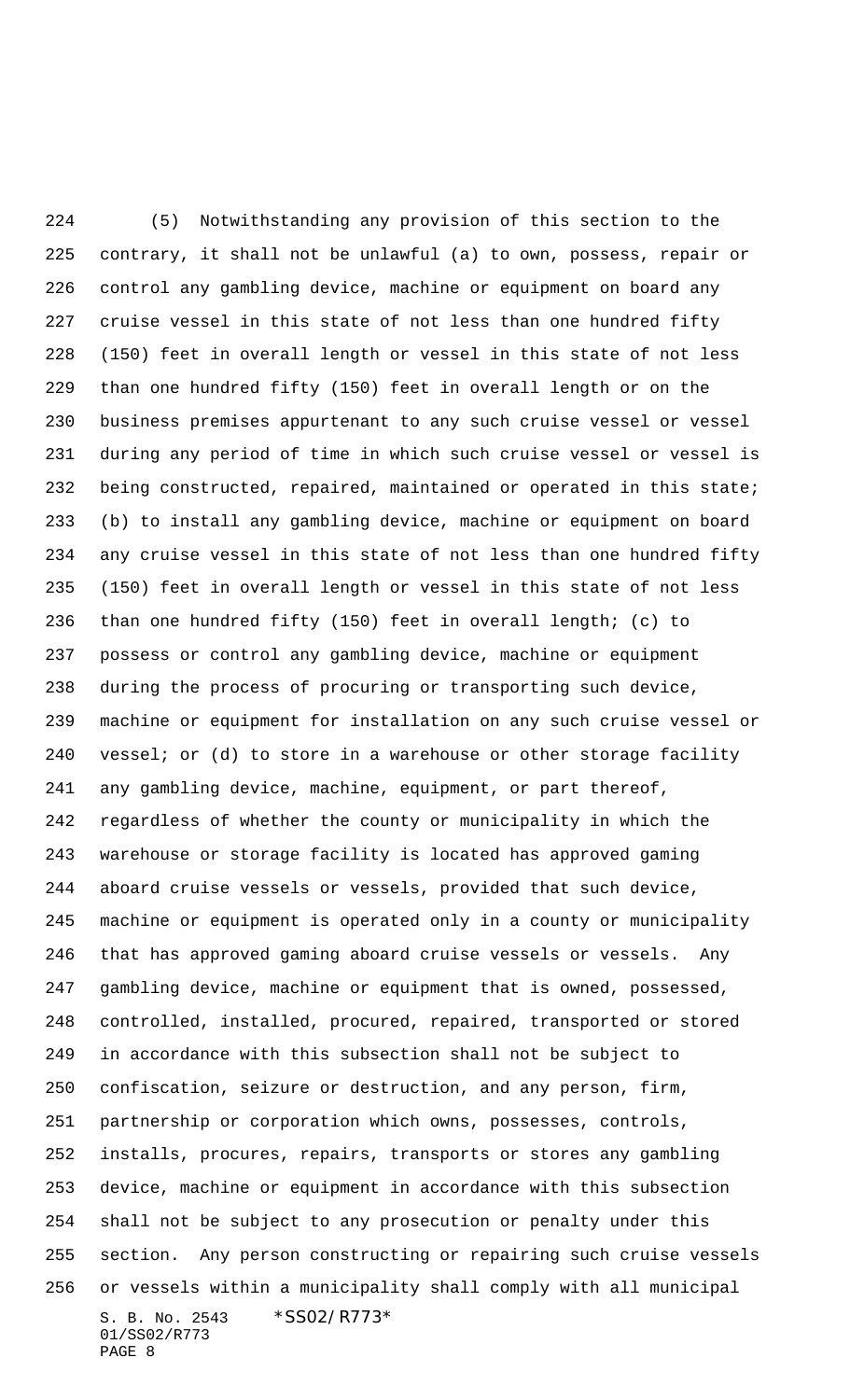(5) Notwithstanding any provision of this section to the contrary, it shall not be unlawful (a) to own, possess, repair or control any gambling device, machine or equipment on board any cruise vessel in this state of not less than one hundred fifty (150) feet in overall length or vessel in this state of not less than one hundred fifty (150) feet in overall length or on the business premises appurtenant to any such cruise vessel or vessel during any period of time in which such cruise vessel or vessel is being constructed, repaired, maintained or operated in this state; (b) to install any gambling device, machine or equipment on board any cruise vessel in this state of not less than one hundred fifty (150) feet in overall length or vessel in this state of not less than one hundred fifty (150) feet in overall length; (c) to possess or control any gambling device, machine or equipment during the process of procuring or transporting such device, machine or equipment for installation on any such cruise vessel or vessel; or (d) to store in a warehouse or other storage facility any gambling device, machine, equipment, or part thereof, regardless of whether the county or municipality in which the warehouse or storage facility is located has approved gaming aboard cruise vessels or vessels, provided that such device, machine or equipment is operated only in a county or municipality that has approved gaming aboard cruise vessels or vessels. Any gambling device, machine or equipment that is owned, possessed, controlled, installed, procured, repaired, transported or stored in accordance with this subsection shall not be subject to confiscation, seizure or destruction, and any person, firm, partnership or corporation which owns, possesses, controls, installs, procures, repairs, transports or stores any gambling device, machine or equipment in accordance with this subsection shall not be subject to any prosecution or penalty under this section. Any person constructing or repairing such cruise vessels or vessels within a municipality shall comply with all municipal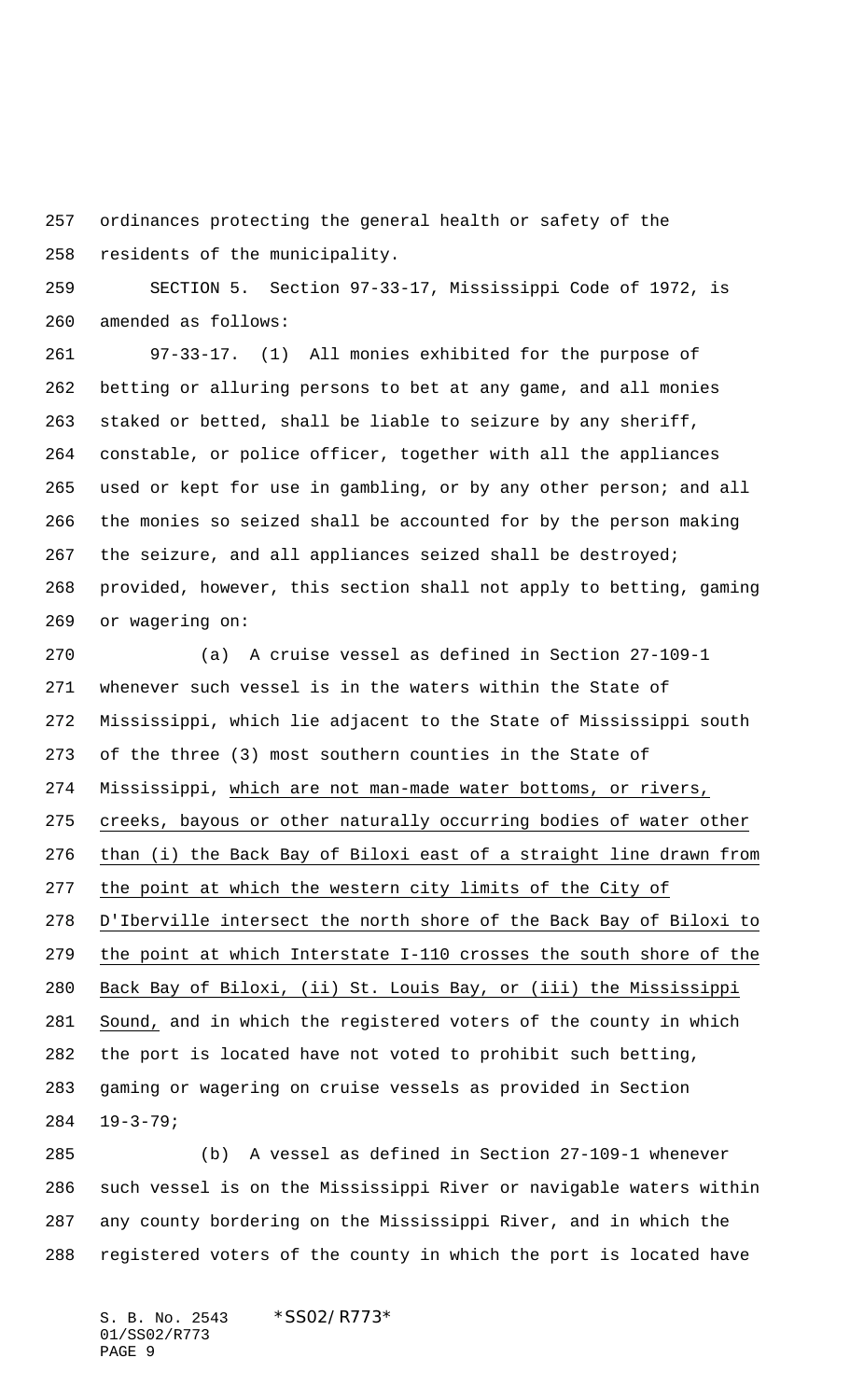ordinances protecting the general health or safety of the residents of the municipality.

SECTION 5. Section 97-33-17, Mississippi Code of 1972, is amended as follows:

97-33-17. (1) All monies exhibited for the purpose of betting or alluring persons to bet at any game, and all monies staked or betted, shall be liable to seizure by any sheriff, constable, or police officer, together with all the appliances used or kept for use in gambling, or by any other person; and all the monies so seized shall be accounted for by the person making the seizure, and all appliances seized shall be destroyed; provided, however, this section shall not apply to betting, gaming or wagering on:

(a) A cruise vessel as defined in Section 27-109-1 whenever such vessel is in the waters within the State of Mississippi, which lie adjacent to the State of Mississippi south of the three (3) most southern counties in the State of Mississippi, which are not man-made water bottoms, or rivers, creeks, bayous or other naturally occurring bodies of water other than (i) the Back Bay of Biloxi east of a straight line drawn from the point at which the western city limits of the City of D'Iberville intersect the north shore of the Back Bay of Biloxi to the point at which Interstate I-110 crosses the south shore of the Back Bay of Biloxi, (ii) St. Louis Bay, or (iii) the Mississippi Sound, and in which the registered voters of the county in which the port is located have not voted to prohibit such betting, gaming or wagering on cruise vessels as provided in Section 19-3-79;

(b) A vessel as defined in Section 27-109-1 whenever such vessel is on the Mississippi River or navigable waters within any county bordering on the Mississippi River, and in which the registered voters of the county in which the port is located have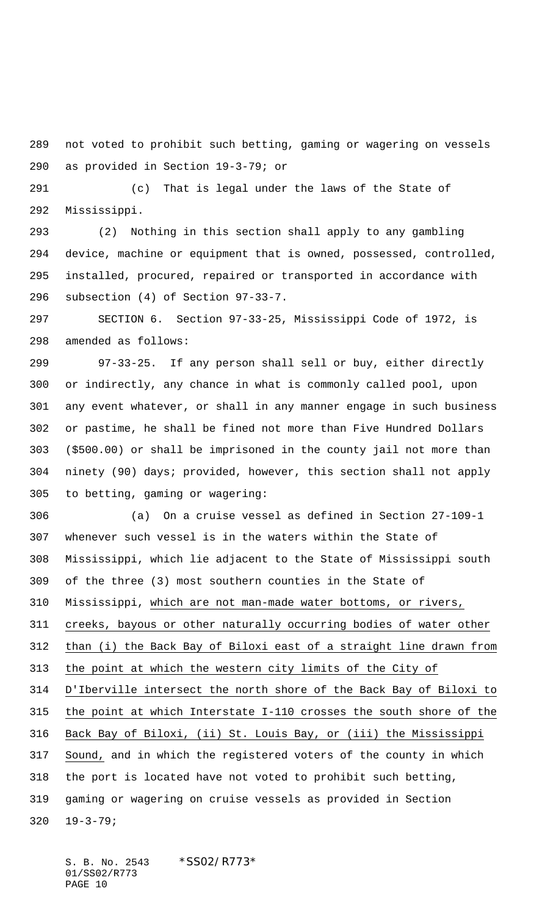not voted to prohibit such betting, gaming or wagering on vessels as provided in Section 19-3-79; or

(c) That is legal under the laws of the State of Mississippi.

(2) Nothing in this section shall apply to any gambling device, machine or equipment that is owned, possessed, controlled, installed, procured, repaired or transported in accordance with subsection (4) of Section 97-33-7.

SECTION 6. Section 97-33-25, Mississippi Code of 1972, is amended as follows:

97-33-25. If any person shall sell or buy, either directly or indirectly, any chance in what is commonly called pool, upon any event whatever, or shall in any manner engage in such business or pastime, he shall be fined not more than Five Hundred Dollars ($500.00) or shall be imprisoned in the county jail not more than ninety (90) days; provided, however, this section shall not apply to betting, gaming or wagering:

(a) On a cruise vessel as defined in Section 27-109-1 whenever such vessel is in the waters within the State of Mississippi, which lie adjacent to the State of Mississippi south of the three (3) most southern counties in the State of Mississippi, <u>which are not man-made water bottoms, or rivers, creeks, bayous or other naturally occurring bodies of water other than (i) the Back Bay of Biloxi east of a straight line drawn from the point at which the western city limits of the City of D'Iberville intersect the north shore of the Back Bay of Biloxi to the point at which Interstate I-110 crosses the south shore of the Back Bay of Biloxi, (ii) St. Louis Bay, or (iii) the Mississippi Sound,</u> and in which the registered voters of the county in which the port is located have not voted to prohibit such betting, gaming or wagering on cruise vessels as provided in Section 19-3-79;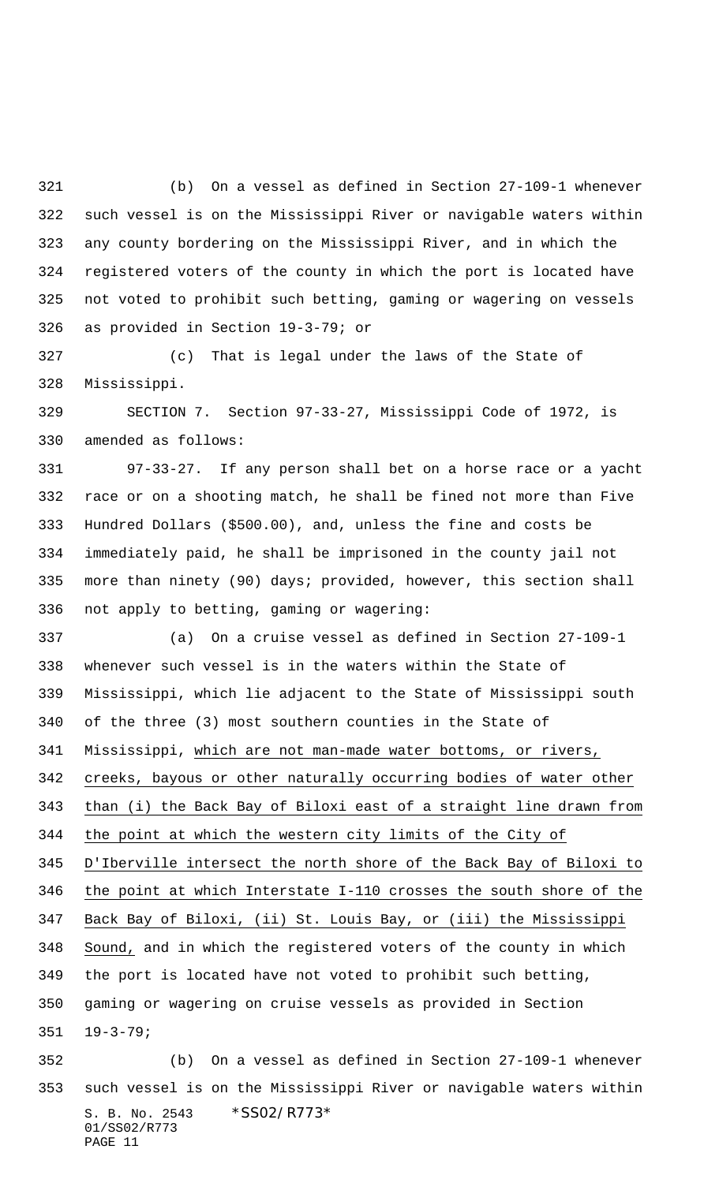(b) On a vessel as defined in Section 27-109-1 whenever such vessel is on the Mississippi River or navigable waters within any county bordering on the Mississippi River, and in which the registered voters of the county in which the port is located have not voted to prohibit such betting, gaming or wagering on vessels as provided in Section 19-3-79; or

(c) That is legal under the laws of the State of Mississippi.

SECTION 7. Section 97-33-27, Mississippi Code of 1972, is amended as follows:

97-33-27. If any person shall bet on a horse race or a yacht race or on a shooting match, he shall be fined not more than Five Hundred Dollars ($500.00), and, unless the fine and costs be immediately paid, he shall be imprisoned in the county jail not more than ninety (90) days; provided, however, this section shall not apply to betting, gaming or wagering:

(a) On a cruise vessel as defined in Section 27-109-1 whenever such vessel is in the waters within the State of Mississippi, which lie adjacent to the State of Mississippi south of the three (3) most southern counties in the State of Mississippi, <u>which are not man-made water bottoms, or rivers, creeks, bayous or other naturally occurring bodies of water other than (i) the Back Bay of Biloxi east of a straight line drawn from the point at which the western city limits of the City of D'Iberville intersect the north shore of the Back Bay of Biloxi to the point at which Interstate I-110 crosses the south shore of the Back Bay of Biloxi, (ii) St. Louis Bay, or (iii) the Mississippi Sound,</u> and in which the registered voters of the county in which the port is located have not voted to prohibit such betting, gaming or wagering on cruise vessels as provided in Section 19-3-79;

(b) On a vessel as defined in Section 27-109-1 whenever such vessel is on the Mississippi River or navigable waters within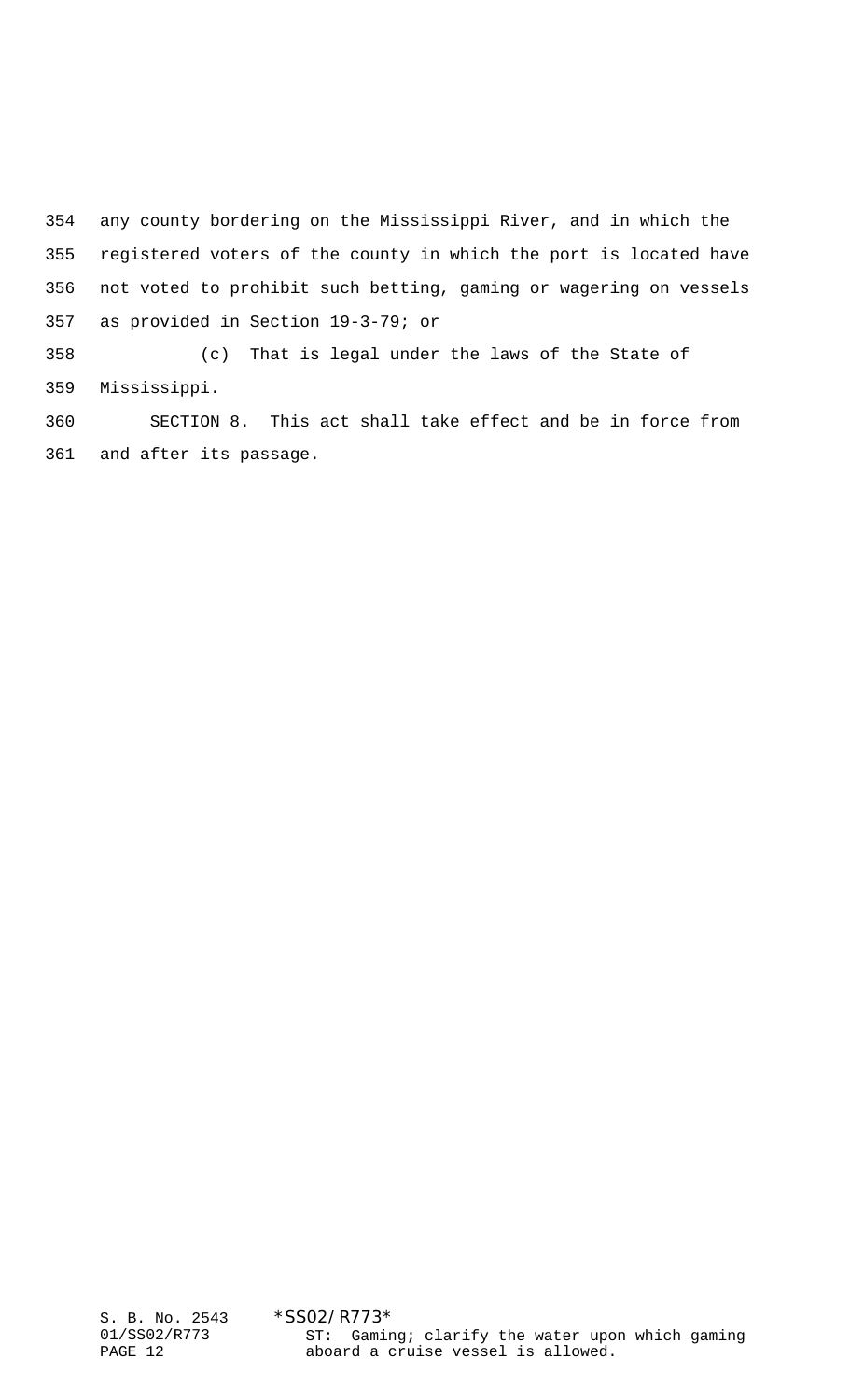any county bordering on the Mississippi River, and in which the registered voters of the county in which the port is located have not voted to prohibit such betting, gaming or wagering on vessels as provided in Section 19-3-79; or

(c) That is legal under the laws of the State of Mississippi.

SECTION 8. This act shall take effect and be in force from and after its passage.